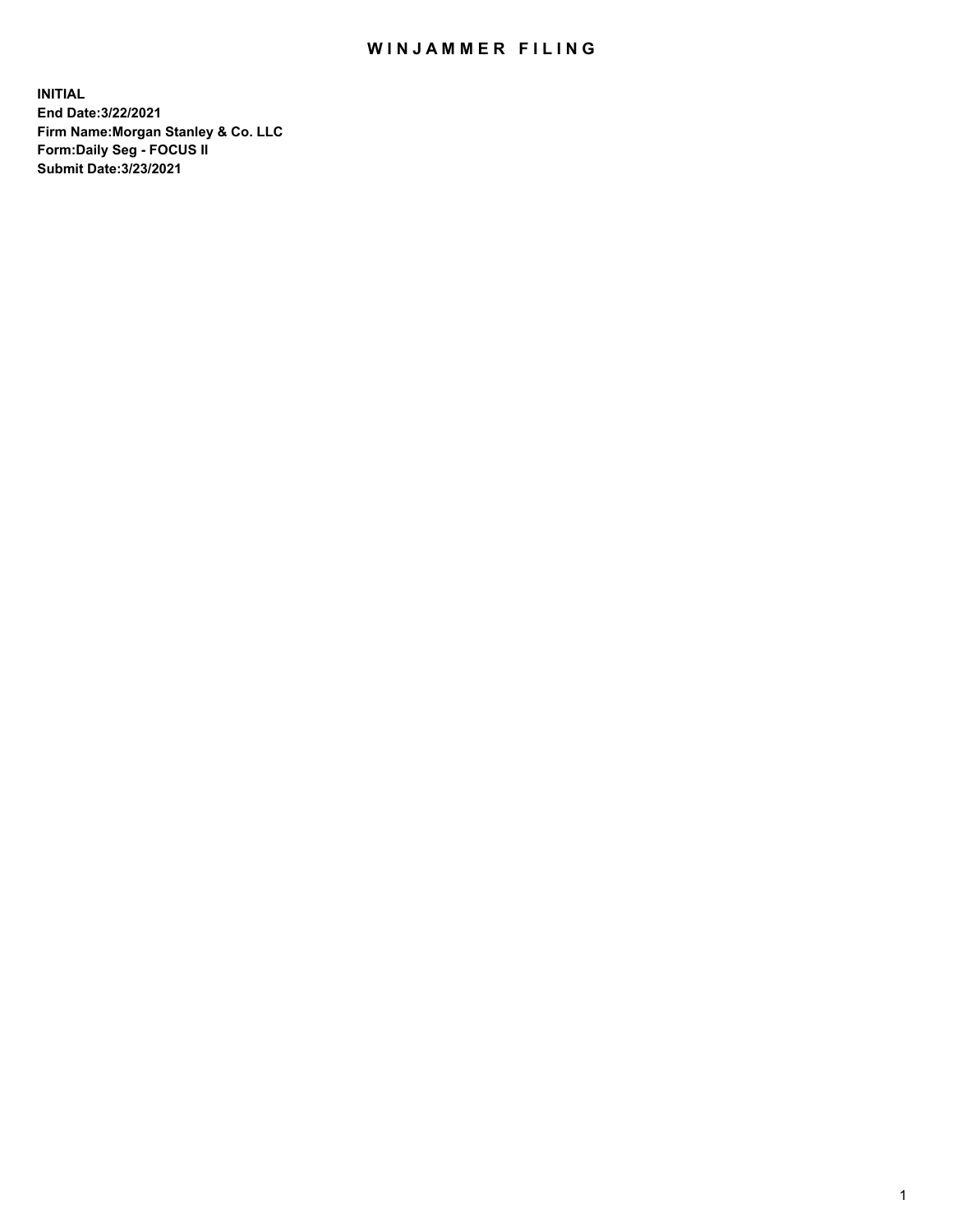# WINJAMMER FILING

**INITIAL**
**End Date:3/22/2021**
**Firm Name:Morgan Stanley & Co. LLC**
**Form:Daily Seg - FOCUS II**
**Submit Date:3/23/2021**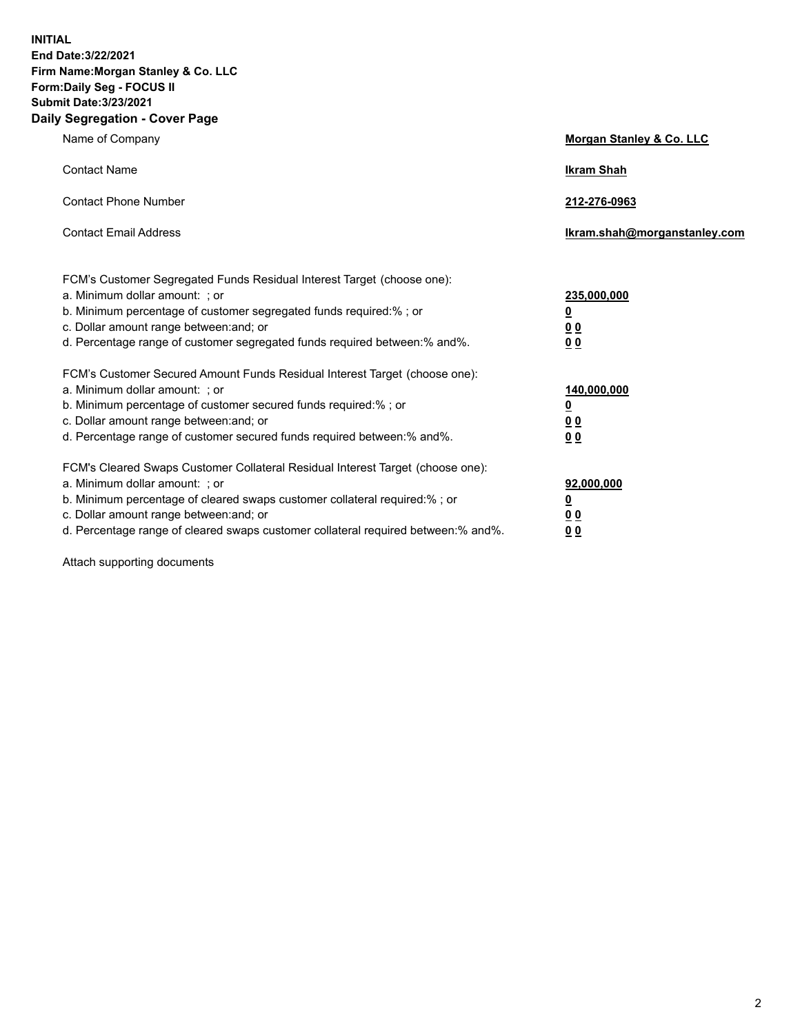**INITIAL**
**End Date:3/22/2021**
**Firm Name:Morgan Stanley & Co. LLC**
**Form:Daily Seg - FOCUS II**
**Submit Date:3/23/2021**

**Daily Segregation - Cover Page**

| | |
|---|---|
| Name of Company | **Morgan Stanley & Co. LLC** |
| Contact Name | **Ikram Shah** |
| Contact Phone Number | **212-276-0963** |
| Contact Email Address | **Ikram.shah@morganstanley.com** |

FCM's Customer Segregated Funds Residual Interest Target (choose one):

| | |
|---|---|
| a. Minimum dollar amount: ; or | **235,000,000** |
| b. Minimum percentage of customer segregated funds required:% ; or | **0** |
| c. Dollar amount range between:and; or | **0 0** |
| d. Percentage range of customer segregated funds required between:% and%. | **0 0** |

FCM's Customer Secured Amount Funds Residual Interest Target (choose one):

| | |
|---|---|
| a. Minimum dollar amount: ; or | **140,000,000** |
| b. Minimum percentage of customer secured funds required:% ; or | **0** |
| c. Dollar amount range between:and; or | **0 0** |
| d. Percentage range of customer secured funds required between:% and%. | **0 0** |

FCM's Cleared Swaps Customer Collateral Residual Interest Target (choose one):

| | |
|---|---|
| a. Minimum dollar amount: ; or | **92,000,000** |
| b. Minimum percentage of cleared swaps customer collateral required:% ; or | **0** |
| c. Dollar amount range between:and; or | **0 0** |
| d. Percentage range of cleared swaps customer collateral required between:% and%. | **0 0** |

Attach supporting documents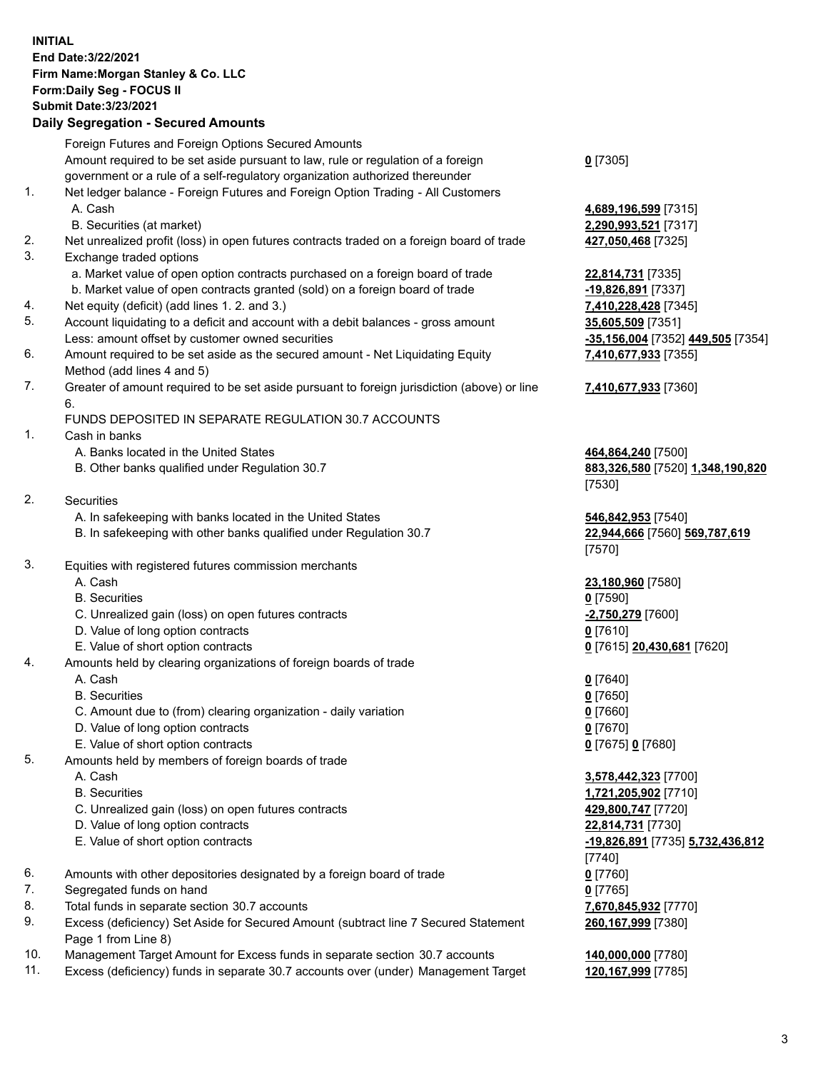**INITIAL**
**End Date:3/22/2021**
**Firm Name:Morgan Stanley & Co. LLC**
**Form:Daily Seg - FOCUS II**
**Submit Date:3/23/2021**

## Daily Segregation - Secured Amounts

| | | |
|---|---|---|
| | Foreign Futures and Foreign Options Secured Amounts | |
| | Amount required to be set aside pursuant to law, rule or regulation of a foreign government or a rule of a self-regulatory organization authorized thereunder | **0** [7305] |
| 1. | Net ledger balance - Foreign Futures and Foreign Option Trading - All Customers | |
| | A. Cash | **4,689,196,599** [7315] |
| | B. Securities (at market) | **2,290,993,521** [7317] |
| 2. | Net unrealized profit (loss) in open futures contracts traded on a foreign board of trade | **427,050,468** [7325] |
| 3. | Exchange traded options | |
| | a. Market value of open option contracts purchased on a foreign board of trade | **22,814,731** [7335] |
| | b. Market value of open contracts granted (sold) on a foreign board of trade | **-19,826,891** [7337] |
| 4. | Net equity (deficit) (add lines 1. 2. and 3.) | **7,410,228,428** [7345] |
| 5. | Account liquidating to a deficit and account with a debit balances - gross amount | **35,605,509** [7351] |
| | Less: amount offset by customer owned securities | **-35,156,004** [7352] **449,505** [7354] |
| 6. | Amount required to be set aside as the secured amount - Net Liquidating Equity Method (add lines 4 and 5) | **7,410,677,933** [7355] |
| 7. | Greater of amount required to be set aside pursuant to foreign jurisdiction (above) or line 6. | **7,410,677,933** [7360] |
| | FUNDS DEPOSITED IN SEPARATE REGULATION 30.7 ACCOUNTS | |
| 1. | Cash in banks | |
| | A. Banks located in the United States | **464,864,240** [7500] |
| | B. Other banks qualified under Regulation 30.7 | **883,326,580** [7520] **1,348,190,820** [7530] |
| 2. | Securities | |
| | A. In safekeeping with banks located in the United States | **546,842,953** [7540] |
| | B. In safekeeping with other banks qualified under Regulation 30.7 | **22,944,666** [7560] **569,787,619** [7570] |
| 3. | Equities with registered futures commission merchants | |
| | A. Cash | **23,180,960** [7580] |
| | B. Securities | **0** [7590] |
| | C. Unrealized gain (loss) on open futures contracts | **-2,750,279** [7600] |
| | D. Value of long option contracts | **0** [7610] |
| | E. Value of short option contracts | **0** [7615] **20,430,681** [7620] |
| 4. | Amounts held by clearing organizations of foreign boards of trade | |
| | A. Cash | **0** [7640] |
| | B. Securities | **0** [7650] |
| | C. Amount due to (from) clearing organization - daily variation | **0** [7660] |
| | D. Value of long option contracts | **0** [7670] |
| | E. Value of short option contracts | **0** [7675] **0** [7680] |
| 5. | Amounts held by members of foreign boards of trade | |
| | A. Cash | **3,578,442,323** [7700] |
| | B. Securities | **1,721,205,902** [7710] |
| | C. Unrealized gain (loss) on open futures contracts | **429,800,747** [7720] |
| | D. Value of long option contracts | **22,814,731** [7730] |
| | E. Value of short option contracts | **-19,826,891** [7735] **5,732,436,812** [7740] |
| 6. | Amounts with other depositories designated by a foreign board of trade | **0** [7760] |
| 7. | Segregated funds on hand | **0** [7765] |
| 8. | Total funds in separate section 30.7 accounts | **7,670,845,932** [7770] |
| 9. | Excess (deficiency) Set Aside for Secured Amount (subtract line 7 Secured Statement Page 1 from Line 8) | **260,167,999** [7380] |
| 10. | Management Target Amount for Excess funds in separate section 30.7 accounts | **140,000,000** [7780] |
| 11. | Excess (deficiency) funds in separate 30.7 accounts over (under) Management Target | **120,167,999** [7785] |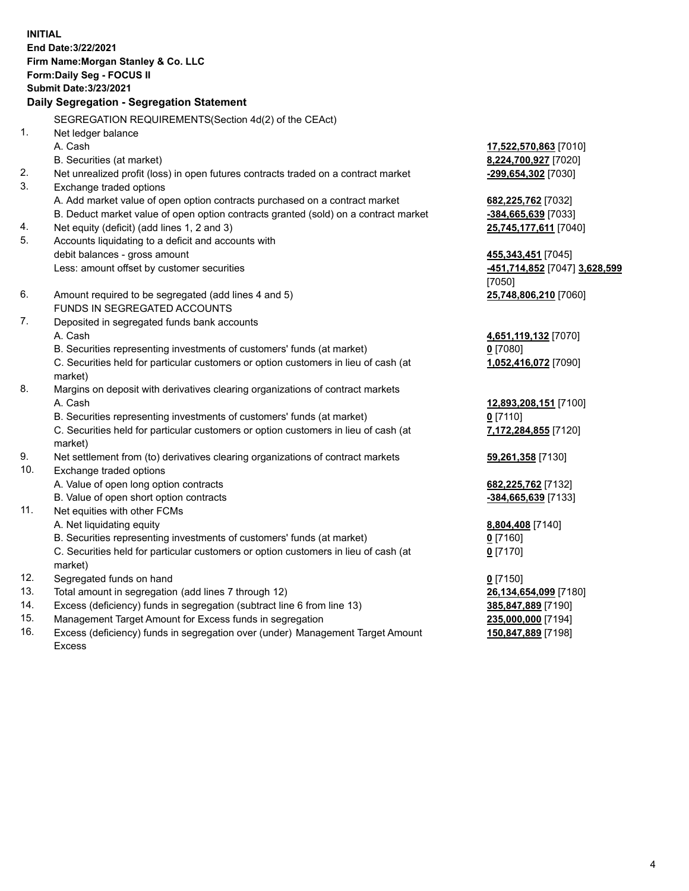**INITIAL**
**End Date:3/22/2021**
**Firm Name:Morgan Stanley & Co. LLC**
**Form:Daily Seg - FOCUS II**
**Submit Date:3/23/2021**

## Daily Segregation - Segregation Statement

| | | |
|---|---|---|
| | SEGREGATION REQUIREMENTS(Section 4d(2) of the CEAct) | |
| 1. | Net ledger balance | |
| | A. Cash | **17,522,570,863** [7010] |
| | B. Securities (at market) | **8,224,700,927** [7020] |
| 2. | Net unrealized profit (loss) in open futures contracts traded on a contract market | **-299,654,302** [7030] |
| 3. | Exchange traded options | |
| | A. Add market value of open option contracts purchased on a contract market | **682,225,762** [7032] |
| | B. Deduct market value of open option contracts granted (sold) on a contract market | **-384,665,639** [7033] |
| 4. | Net equity (deficit) (add lines 1, 2 and 3) | **25,745,177,611** [7040] |
| 5. | Accounts liquidating to a deficit and accounts with debit balances - gross amount | **455,343,451** [7045] |
| | Less: amount offset by customer securities | **-451,714,852** [7047] **3,628,599** [7050] |
| 6. | Amount required to be segregated (add lines 4 and 5) | **25,748,806,210** [7060] |
| | FUNDS IN SEGREGATED ACCOUNTS | |
| 7. | Deposited in segregated funds bank accounts | |
| | A. Cash | **4,651,119,132** [7070] |
| | B. Securities representing investments of customers' funds (at market) | **0** [7080] |
| | C. Securities held for particular customers or option customers in lieu of cash (at market) | **1,052,416,072** [7090] |
| 8. | Margins on deposit with derivatives clearing organizations of contract markets | |
| | A. Cash | **12,893,208,151** [7100] |
| | B. Securities representing investments of customers' funds (at market) | **0** [7110] |
| | C. Securities held for particular customers or option customers in lieu of cash (at market) | **7,172,284,855** [7120] |
| 9. | Net settlement from (to) derivatives clearing organizations of contract markets | **59,261,358** [7130] |
| 10. | Exchange traded options | |
| | A. Value of open long option contracts | **682,225,762** [7132] |
| | B. Value of open short option contracts | **-384,665,639** [7133] |
| 11. | Net equities with other FCMs | |
| | A. Net liquidating equity | **8,804,408** [7140] |
| | B. Securities representing investments of customers' funds (at market) | **0** [7160] |
| | C. Securities held for particular customers or option customers in lieu of cash (at market) | **0** [7170] |
| 12. | Segregated funds on hand | **0** [7150] |
| 13. | Total amount in segregation (add lines 7 through 12) | **26,134,654,099** [7180] |
| 14. | Excess (deficiency) funds in segregation (subtract line 6 from line 13) | **385,847,889** [7190] |
| 15. | Management Target Amount for Excess funds in segregation | **235,000,000** [7194] |
| 16. | Excess (deficiency) funds in segregation over (under) Management Target Amount Excess | **150,847,889** [7198] |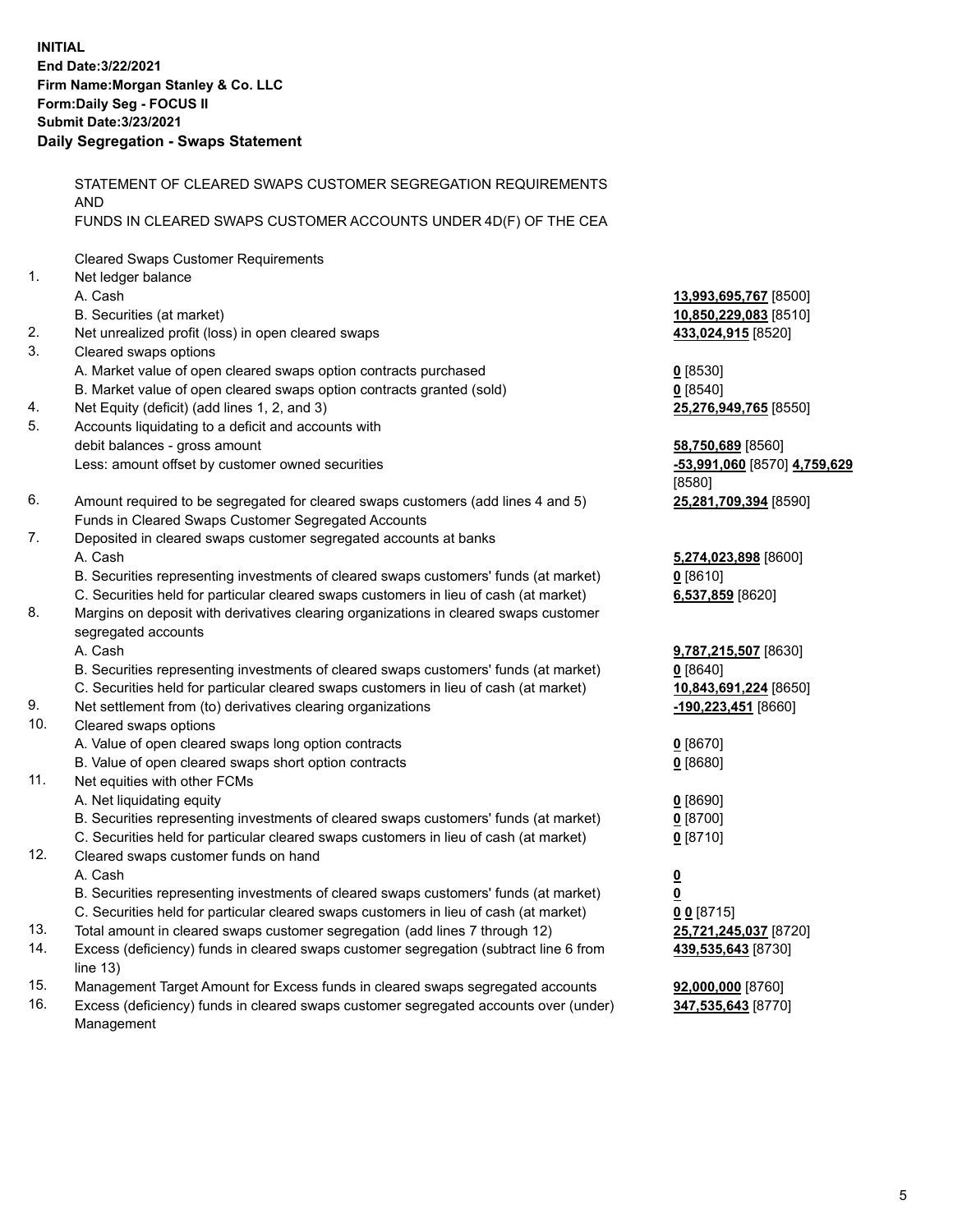**INITIAL**
**End Date:3/22/2021**
**Firm Name:Morgan Stanley & Co. LLC**
**Form:Daily Seg - FOCUS II**
**Submit Date:3/23/2021**
**Daily Segregation - Swaps Statement**

STATEMENT OF CLEARED SWAPS CUSTOMER SEGREGATION REQUIREMENTS AND
FUNDS IN CLEARED SWAPS CUSTOMER ACCOUNTS UNDER 4D(F) OF THE CEA

| | | |
|---|---|---|
| | Cleared Swaps Customer Requirements | |
| 1. | Net ledger balance | |
| | A. Cash | **13,993,695,767** [8500] |
| | B. Securities (at market) | **10,850,229,083** [8510] |
| 2. | Net unrealized profit (loss) in open cleared swaps | **433,024,915** [8520] |
| 3. | Cleared swaps options | |
| | A. Market value of open cleared swaps option contracts purchased | **0** [8530] |
| | B. Market value of open cleared swaps option contracts granted (sold) | **0** [8540] |
| 4. | Net Equity (deficit) (add lines 1, 2, and 3) | **25,276,949,765** [8550] |
| 5. | Accounts liquidating to a deficit and accounts with debit balances - gross amount | **58,750,689** [8560] |
| | Less: amount offset by customer owned securities | **-53,991,060** [8570] **4,759,629** [8580] |
| 6. | Amount required to be segregated for cleared swaps customers (add lines 4 and 5) | **25,281,709,394** [8590] |
| | Funds in Cleared Swaps Customer Segregated Accounts | |
| 7. | Deposited in cleared swaps customer segregated accounts at banks | |
| | A. Cash | **5,274,023,898** [8600] |
| | B. Securities representing investments of cleared swaps customers' funds (at market) | **0** [8610] |
| | C. Securities held for particular cleared swaps customers in lieu of cash (at market) | **6,537,859** [8620] |
| 8. | Margins on deposit with derivatives clearing organizations in cleared swaps customer segregated accounts | |
| | A. Cash | **9,787,215,507** [8630] |
| | B. Securities representing investments of cleared swaps customers' funds (at market) | **0** [8640] |
| | C. Securities held for particular cleared swaps customers in lieu of cash (at market) | **10,843,691,224** [8650] |
| 9. | Net settlement from (to) derivatives clearing organizations | **-190,223,451** [8660] |
| 10. | Cleared swaps options | |
| | A. Value of open cleared swaps long option contracts | **0** [8670] |
| | B. Value of open cleared swaps short option contracts | **0** [8680] |
| 11. | Net equities with other FCMs | |
| | A. Net liquidating equity | **0** [8690] |
| | B. Securities representing investments of cleared swaps customers' funds (at market) | **0** [8700] |
| | C. Securities held for particular cleared swaps customers in lieu of cash (at market) | **0** [8710] |
| 12. | Cleared swaps customer funds on hand | |
| | A. Cash | **0** |
| | B. Securities representing investments of cleared swaps customers' funds (at market) | **0** |
| | C. Securities held for particular cleared swaps customers in lieu of cash (at market) | **0** **0** [8715] |
| 13. | Total amount in cleared swaps customer segregation (add lines 7 through 12) | **25,721,245,037** [8720] |
| 14. | Excess (deficiency) funds in cleared swaps customer segregation (subtract line 6 from line 13) | **439,535,643** [8730] |
| 15. | Management Target Amount for Excess funds in cleared swaps segregated accounts | **92,000,000** [8760] |
| 16. | Excess (deficiency) funds in cleared swaps customer segregated accounts over (under) Management | **347,535,643** [8770] |